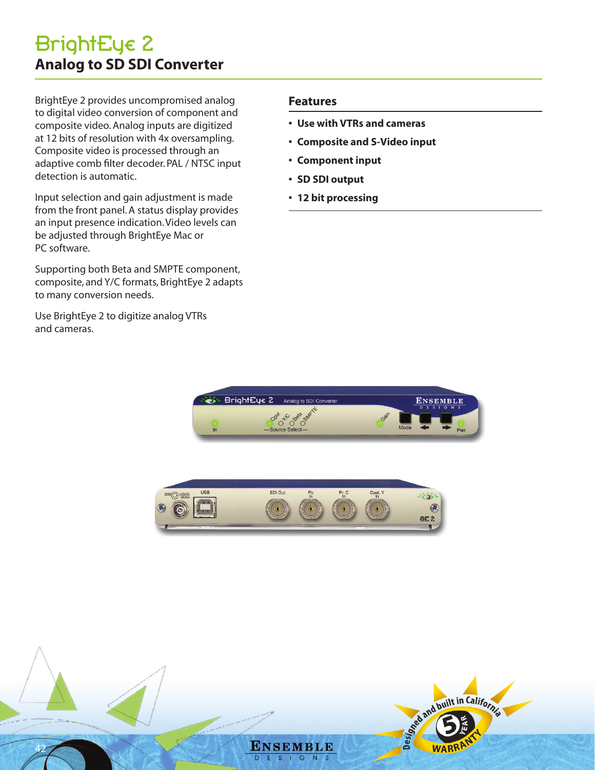# BrightEye 2

## Analog to SD SDI Converter

BrightEye 2 provides uncompromised analog to digital video conversion of component and composite video. Analog inputs are digitized at 12 bits of resolution with 4x oversampling. Composite video is processed through an adaptive comb filter decoder. PAL / NTSC input detection is automatic.

Input selection and gain adjustment is made from the front panel. A status display provides an input presence indication. Video levels can be adjusted through BrightEye Mac or PC software.

Supporting both Beta and SMPTE component, composite, and Y/C formats, BrightEye 2 adapts to many conversion needs.

Use BrightEye 2 to digitize analog VTRs and cameras.

### Features

- **Use with VTRs and cameras**
- **Composite and S-Video input**
- **Component input**
- **SD SDI output**
- **12 bit processing**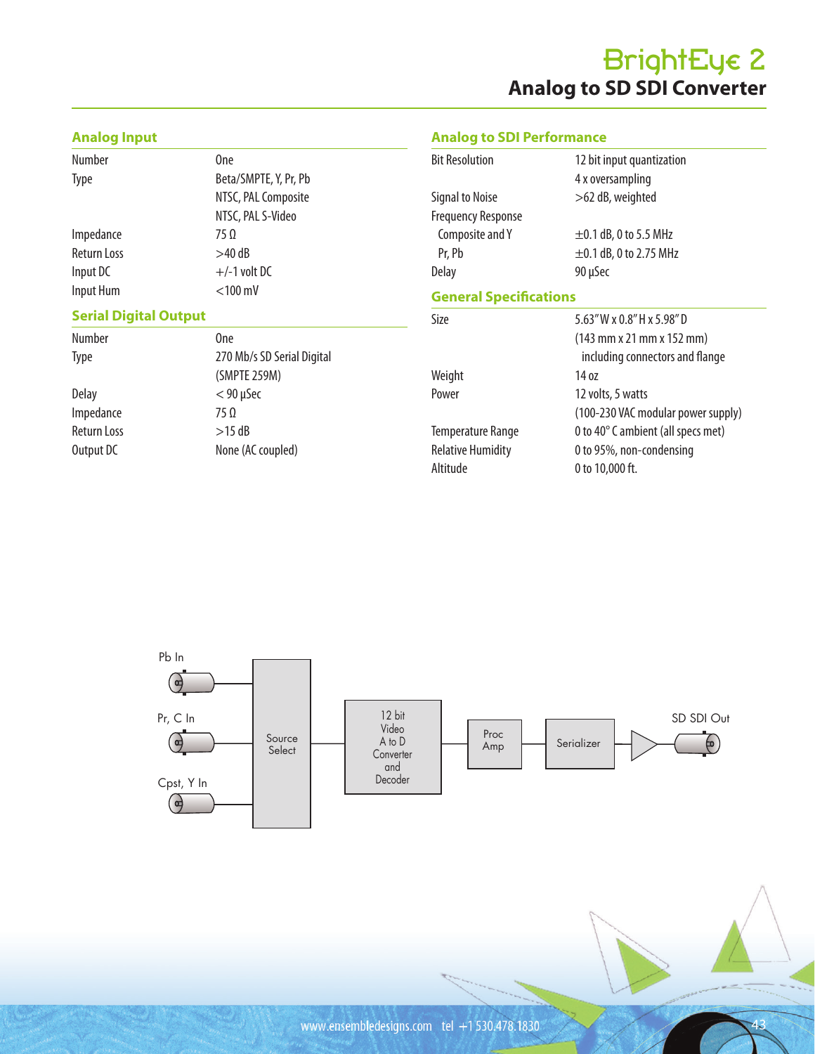# BrightEye 2

## Analog to SD SDI Converter

### Analog Input

| | |
|---|---|
| Number | One |
| Type | Beta/SMPTE, Y, Pr, Pb<br>NTSC, PAL Composite<br>NTSC, PAL S-Video |
| Impedance | 75 Ω |
| Return Loss | >40 dB |
| Input DC | +/-1 volt DC |
| Input Hum | <100 mV |

### Serial Digital Output

| | |
|---|---|
| Number | One |
| Type | 270 Mb/s SD Serial Digital<br>(SMPTE 259M) |
| Delay | < 90 µSec |
| Impedance | 75 Ω |
| Return Loss | >15 dB |
| Output DC | None (AC coupled) |

### Analog to SDI Performance

| | |
|---|---|
| Bit Resolution | 12 bit input quantization<br>4 x oversampling |
| Signal to Noise | >62 dB, weighted |
| Frequency Response | |
| Composite and Y | ±0.1 dB, 0 to 5.5 MHz |
| Pr, Pb | ±0.1 dB, 0 to 2.75 MHz |
| Delay | 90 µSec |

### General Specifications

| | |
|---|---|
| Size | 5.63" W x 0.8" H x 5.98" D<br>(143 mm x 21 mm x 152 mm)<br>including connectors and flange |
| Weight | 14 oz |
| Power | 12 volts, 5 watts<br>(100-230 VAC modular power supply) |
| Temperature Range | 0 to 40° C ambient (all specs met) |
| Relative Humidity | 0 to 95%, non-condensing |
| Altitude | 0 to 10,000 ft. |

Pb In

Pr, C In

Cpst, Y In

Source Select

12 bit Video A to D Converter and Decoder

Proc Amp

Serializer

SD SDI Out

www.ensembledesigns.com tel +1 530.478.1830